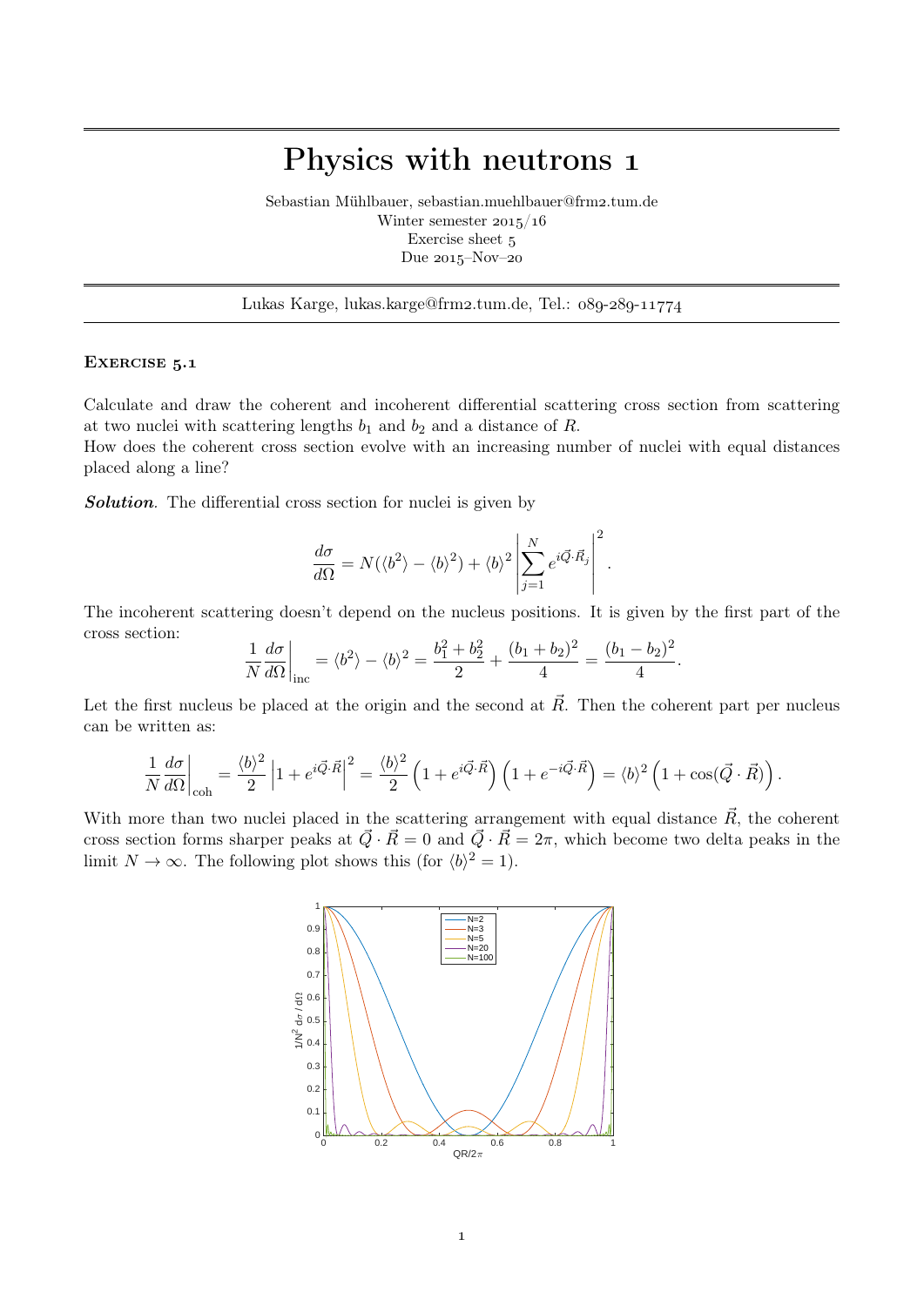# Physics with neutrons 1

Sebastian Mühlbauer, sebastian.muehlbauer@frm2.tum.de
Winter semester 2015/16
Exercise sheet 5
Due 2015–Nov–20

---

Lukas Karge, lukas.karge@frm2.tum.de, Tel.: 089-289-11774

---

### Exercise 5.1

Calculate and draw the coherent and incoherent differential scattering cross section from scattering at two nuclei with scattering lengths $b_1$ and $b_2$ and a distance of $R$.
How does the coherent cross section evolve with an increasing number of nuclei with equal distances placed along a line?

***Solution***. The differential cross section for nuclei is given by

$$\frac{d\sigma}{d\Omega} = N(\langle b^2 \rangle - \langle b \rangle^2) + \langle b \rangle^2 \left| \sum_{j=1}^{N} e^{i\vec{Q}\cdot\vec{R}_j} \right|^2.$$

The incoherent scattering doesn't depend on the nucleus positions. It is given by the first part of the cross section:

$$\frac{1}{N}\frac{d\sigma}{d\Omega}\bigg|_{\text{inc}} = \langle b^2 \rangle - \langle b \rangle^2 = \frac{b_1^2 + b_2^2}{2} + \frac{(b_1 + b_2)^2}{4} = \frac{(b_1 - b_2)^2}{4}.$$

Let the first nucleus be placed at the origin and the second at $\vec{R}$. Then the coherent part per nucleus can be written as:

$$\frac{1}{N}\frac{d\sigma}{d\Omega}\bigg|_{\text{coh}} = \frac{\langle b \rangle^2}{2}\left|1 + e^{i\vec{Q}\cdot\vec{R}}\right|^2 = \frac{\langle b \rangle^2}{2}\left(1 + e^{i\vec{Q}\cdot\vec{R}}\right)\left(1 + e^{-i\vec{Q}\cdot\vec{R}}\right) = \langle b \rangle^2 \left(1 + \cos(\vec{Q}\cdot\vec{R})\right).$$

With more than two nuclei placed in the scattering arrangement with equal distance $\vec{R}$, the coherent cross section forms sharper peaks at $\vec{Q}\cdot\vec{R} = 0$ and $\vec{Q}\cdot\vec{R} = 2\pi$, which become two delta peaks in the limit $N \to \infty$. The following plot shows this (for $\langle b \rangle^2 = 1$).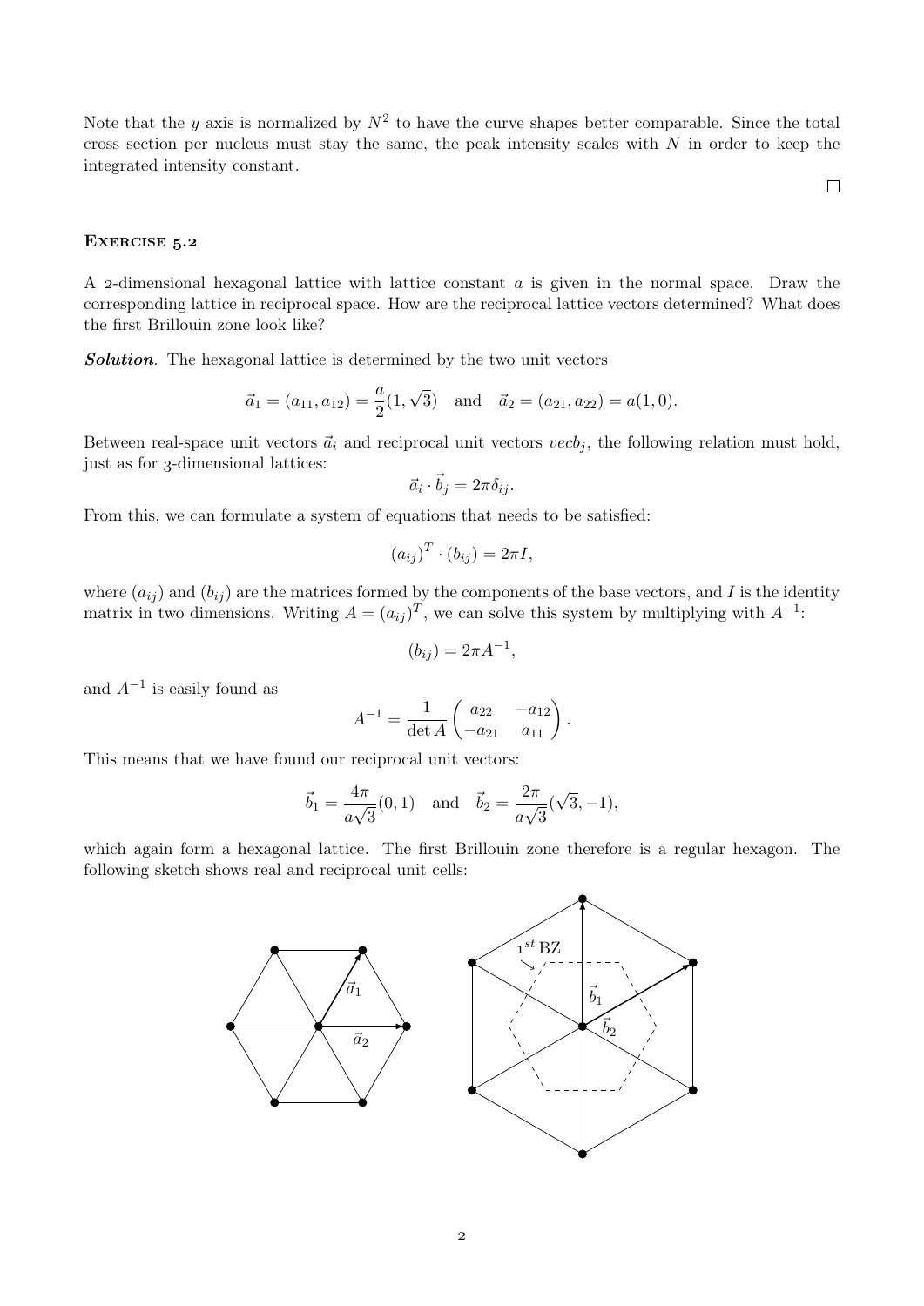Note that the $y$ axis is normalized by $N^2$ to have the curve shapes better comparable. Since the total cross section per nucleus must stay the same, the peak intensity scales with $N$ in order to keep the integrated intensity constant.

□

### Exercise 5.2

A 2-dimensional hexagonal lattice with lattice constant $a$ is given in the normal space. Draw the corresponding lattice in reciprocal space. How are the reciprocal lattice vectors determined? What does the first Brillouin zone look like?

***Solution***. The hexagonal lattice is determined by the two unit vectors

$$\vec{a}_1 = (a_{11}, a_{12}) = \frac{a}{2}(1, \sqrt{3}) \quad \text{and} \quad \vec{a}_2 = (a_{21}, a_{22}) = a(1, 0).$$

Between real-space unit vectors $\vec{a}_i$ and reciprocal unit vectors $vecb_j$, the following relation must hold, just as for 3-dimensional lattices:

$$\vec{a}_i \cdot \vec{b}_j = 2\pi\delta_{ij}.$$

From this, we can formulate a system of equations that needs to be satisfied:

$$(a_{ij})^T \cdot (b_{ij}) = 2\pi I,$$

where $(a_{ij})$ and $(b_{ij})$ are the matrices formed by the components of the base vectors, and $I$ is the identity matrix in two dimensions. Writing $A = (a_{ij})^T$, we can solve this system by multiplying with $A^{-1}$:

$$(b_{ij}) = 2\pi A^{-1},$$

and $A^{-1}$ is easily found as

$$A^{-1} = \frac{1}{\det A} \begin{pmatrix} a_{22} & -a_{12} \\ -a_{21} & a_{11} \end{pmatrix}.$$

This means that we have found our reciprocal unit vectors:

$$\vec{b}_1 = \frac{4\pi}{a\sqrt{3}}(0, 1) \quad \text{and} \quad \vec{b}_2 = \frac{2\pi}{a\sqrt{3}}(\sqrt{3}, -1),$$

which again form a hexagonal lattice. The first Brillouin zone therefore is a regular hexagon. The following sketch shows real and reciprocal unit cells: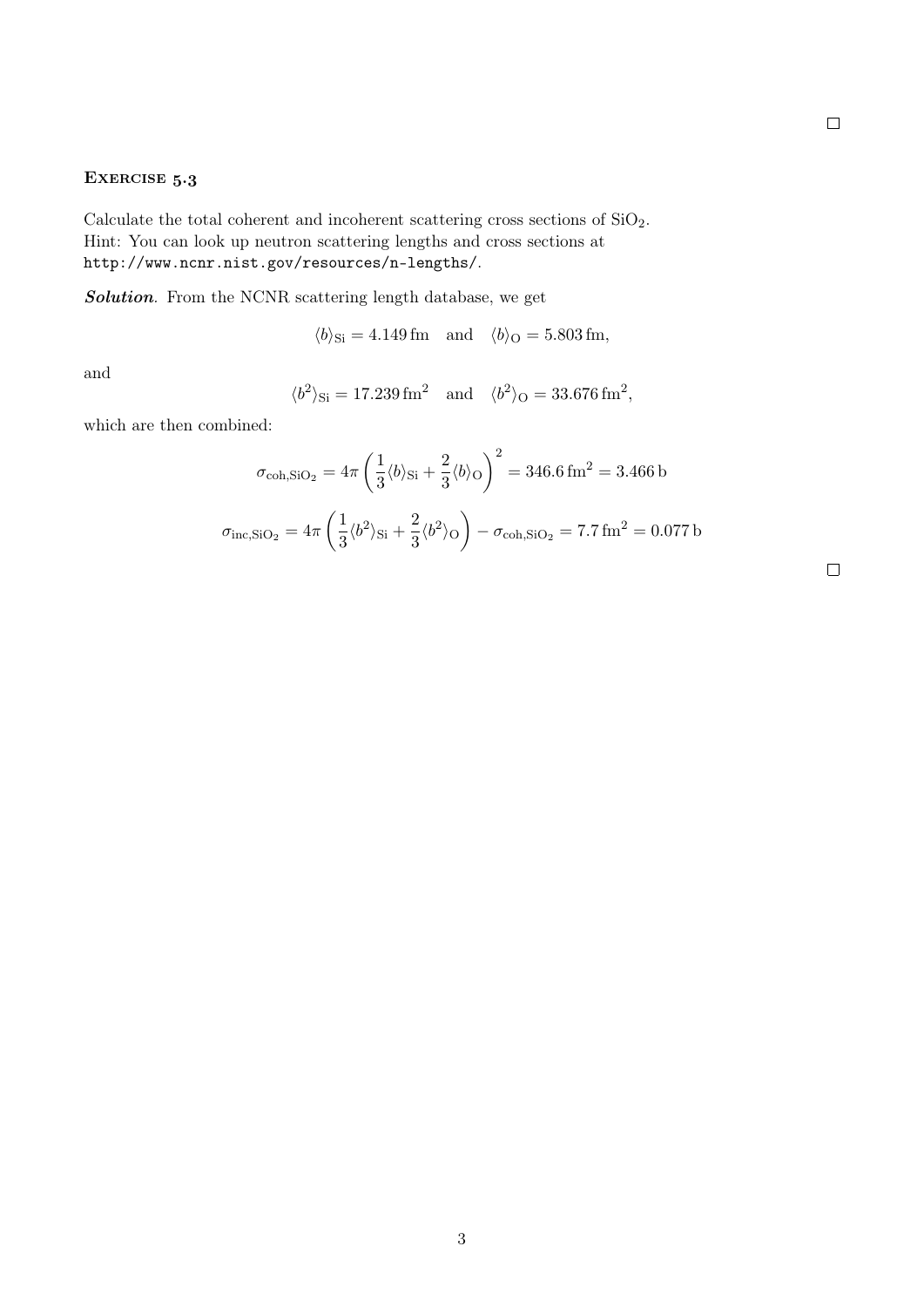### EXERCISE 5.3

Calculate the total coherent and incoherent scattering cross sections of $SiO_2$.
Hint: You can look up neutron scattering lengths and cross sections at
`http://www.ncnr.nist.gov/resources/n-lengths/`.

***Solution***. From the NCNR scattering length database, we get

$$\langle b \rangle_{\mathrm{Si}} = 4.149\,\mathrm{fm} \quad \text{and} \quad \langle b \rangle_{\mathrm{O}} = 5.803\,\mathrm{fm},$$

and

$$\langle b^2 \rangle_{\mathrm{Si}} = 17.239\,\mathrm{fm}^2 \quad \text{and} \quad \langle b^2 \rangle_{\mathrm{O}} = 33.676\,\mathrm{fm}^2,$$

which are then combined:

$$\sigma_{\mathrm{coh,SiO_2}} = 4\pi \left( \frac{1}{3} \langle b \rangle_{\mathrm{Si}} + \frac{2}{3} \langle b \rangle_{\mathrm{O}} \right)^2 = 346.6\,\mathrm{fm}^2 = 3.466\,\mathrm{b}$$

$$\sigma_{\mathrm{inc,SiO_2}} = 4\pi \left( \frac{1}{3} \langle b^2 \rangle_{\mathrm{Si}} + \frac{2}{3} \langle b^2 \rangle_{\mathrm{O}} \right) - \sigma_{\mathrm{coh,SiO_2}} = 7.7\,\mathrm{fm}^2 = 0.077\,\mathrm{b}$$